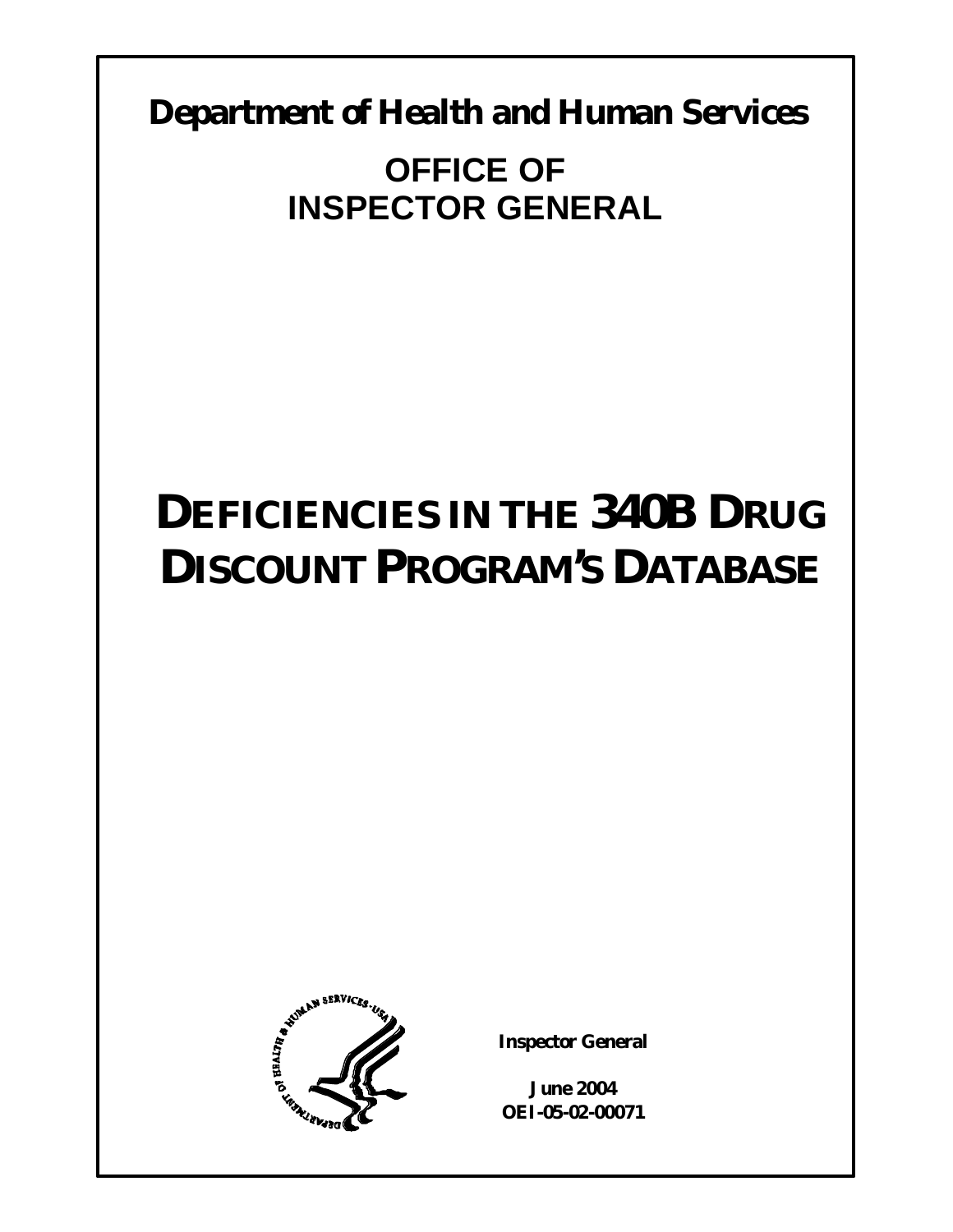**Department of Health and Human Services**

**OFFICE OF INSPECTOR GENERAL**

# DEFICIENCIES IN THE 340B DRUG DISCOUNT PROGRAM'S DATABASE

**Inspector General**

**June 2004**
**OEI-05-02-00071**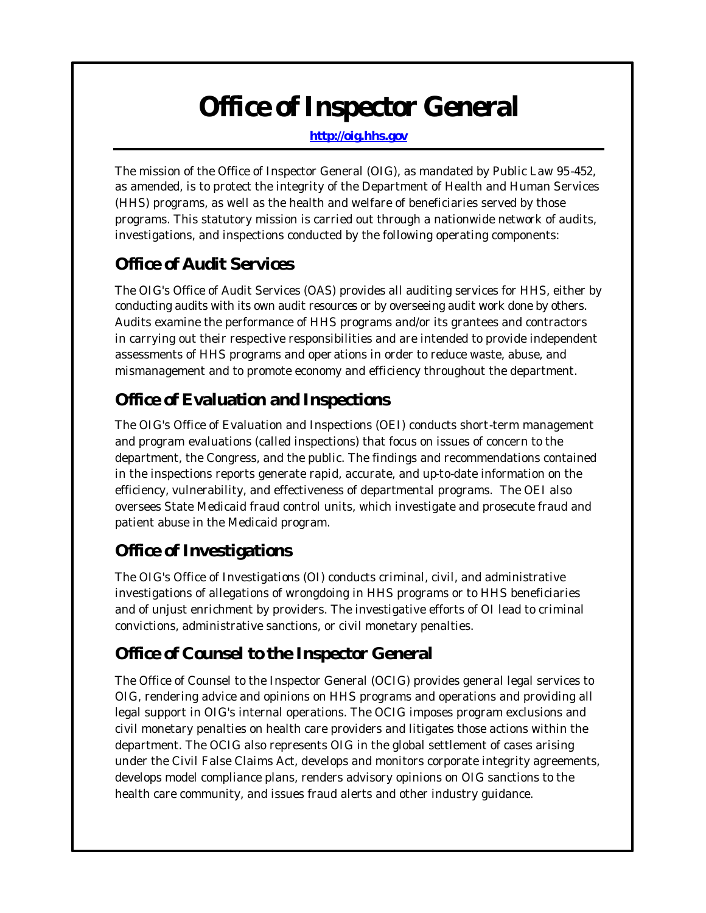# Office of Inspector General

http://oig.hhs.gov

The mission of the Office of Inspector General (OIG), as mandated by Public Law 95-452, as amended, is to protect the integrity of the Department of Health and Human Services (HHS) programs, as well as the health and welfare of beneficiaries served by those programs. This statutory mission is carried out through a nationwide network of audits, investigations, and inspections conducted by the following operating components:

## Office of Audit Services

The OIG's Office of Audit Services (OAS) provides all auditing services for HHS, either by conducting audits with its own audit resources or by overseeing audit work done by others. Audits examine the performance of HHS programs and/or its grantees and contractors in carrying out their respective responsibilities and are intended to provide independent assessments of HHS programs and operations in order to reduce waste, abuse, and mismanagement and to promote economy and efficiency throughout the department.

## Office of Evaluation and Inspections

The OIG's Office of Evaluation and Inspections (OEI) conducts short-term management and program evaluations (called inspections) that focus on issues of concern to the department, the Congress, and the public. The findings and recommendations contained in the inspections reports generate rapid, accurate, and up-to-date information on the efficiency, vulnerability, and effectiveness of departmental programs. The OEI also oversees State Medicaid fraud control units, which investigate and prosecute fraud and patient abuse in the Medicaid program.

## Office of Investigations

The OIG's Office of Investigations (OI) conducts criminal, civil, and administrative investigations of allegations of wrongdoing in HHS programs or to HHS beneficiaries and of unjust enrichment by providers. The investigative efforts of OI lead to criminal convictions, administrative sanctions, or civil monetary penalties.

## Office of Counsel to the Inspector General

The Office of Counsel to the Inspector General (OCIG) provides general legal services to OIG, rendering advice and opinions on HHS programs and operations and providing all legal support in OIG's internal operations. The OCIG imposes program exclusions and civil monetary penalties on health care providers and litigates those actions within the department. The OCIG also represents OIG in the global settlement of cases arising under the Civil False Claims Act, develops and monitors corporate integrity agreements, develops model compliance plans, renders advisory opinions on OIG sanctions to the health care community, and issues fraud alerts and other industry guidance.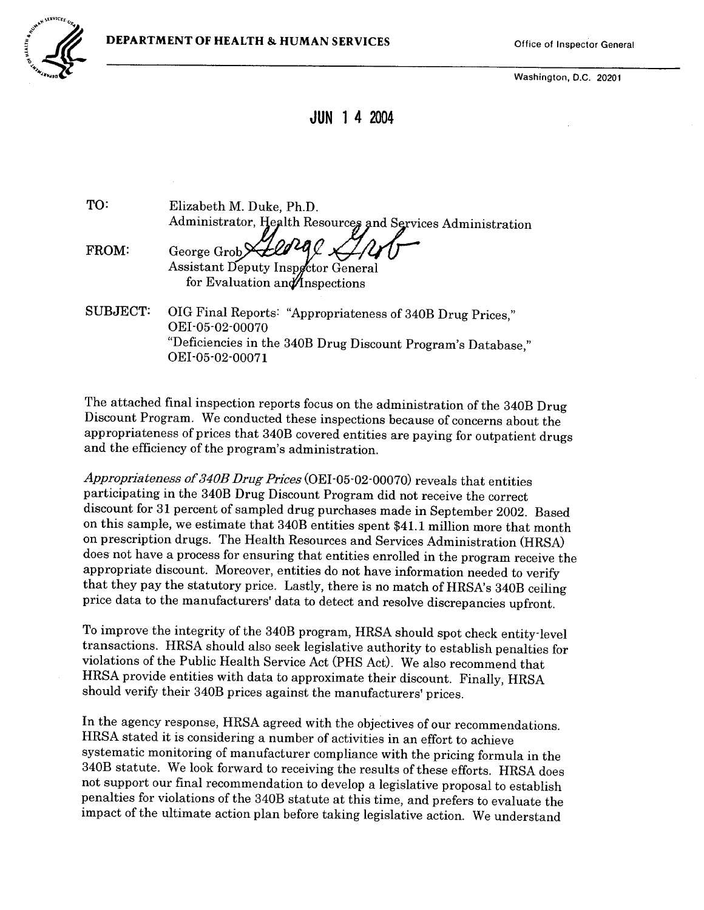**DEPARTMENT OF HEALTH & HUMAN SERVICES**

Office of Inspector General

Washington, D.C. 20201

**JUN 1 4 2004**

TO: Elizabeth M. Duke, Ph.D.
Administrator, Health Resources and Services Administration

FROM: George Grob
Assistant Deputy Inspector General
for Evaluation and Inspections

SUBJECT: OIG Final Reports: "Appropriateness of 340B Drug Prices," OEI-05-02-00070
"Deficiencies in the 340B Drug Discount Program's Database," OEI-05-02-00071

The attached final inspection reports focus on the administration of the 340B Drug Discount Program. We conducted these inspections because of concerns about the appropriateness of prices that 340B covered entities are paying for outpatient drugs and the efficiency of the program's administration.

*Appropriateness of 340B Drug Prices* (OEI-05-02-00070) reveals that entities participating in the 340B Drug Discount Program did not receive the correct discount for 31 percent of sampled drug purchases made in September 2002. Based on this sample, we estimate that 340B entities spent $41.1 million more that month on prescription drugs. The Health Resources and Services Administration (HRSA) does not have a process for ensuring that entities enrolled in the program receive the appropriate discount. Moreover, entities do not have information needed to verify that they pay the statutory price. Lastly, there is no match of HRSA's 340B ceiling price data to the manufacturers' data to detect and resolve discrepancies upfront.

To improve the integrity of the 340B program, HRSA should spot check entity-level transactions. HRSA should also seek legislative authority to establish penalties for violations of the Public Health Service Act (PHS Act). We also recommend that HRSA provide entities with data to approximate their discount. Finally, HRSA should verify their 340B prices against the manufacturers' prices.

In the agency response, HRSA agreed with the objectives of our recommendations. HRSA stated it is considering a number of activities in an effort to achieve systematic monitoring of manufacturer compliance with the pricing formula in the 340B statute. We look forward to receiving the results of these efforts. HRSA does not support our final recommendation to develop a legislative proposal to establish penalties for violations of the 340B statute at this time, and prefers to evaluate the impact of the ultimate action plan before taking legislative action. We understand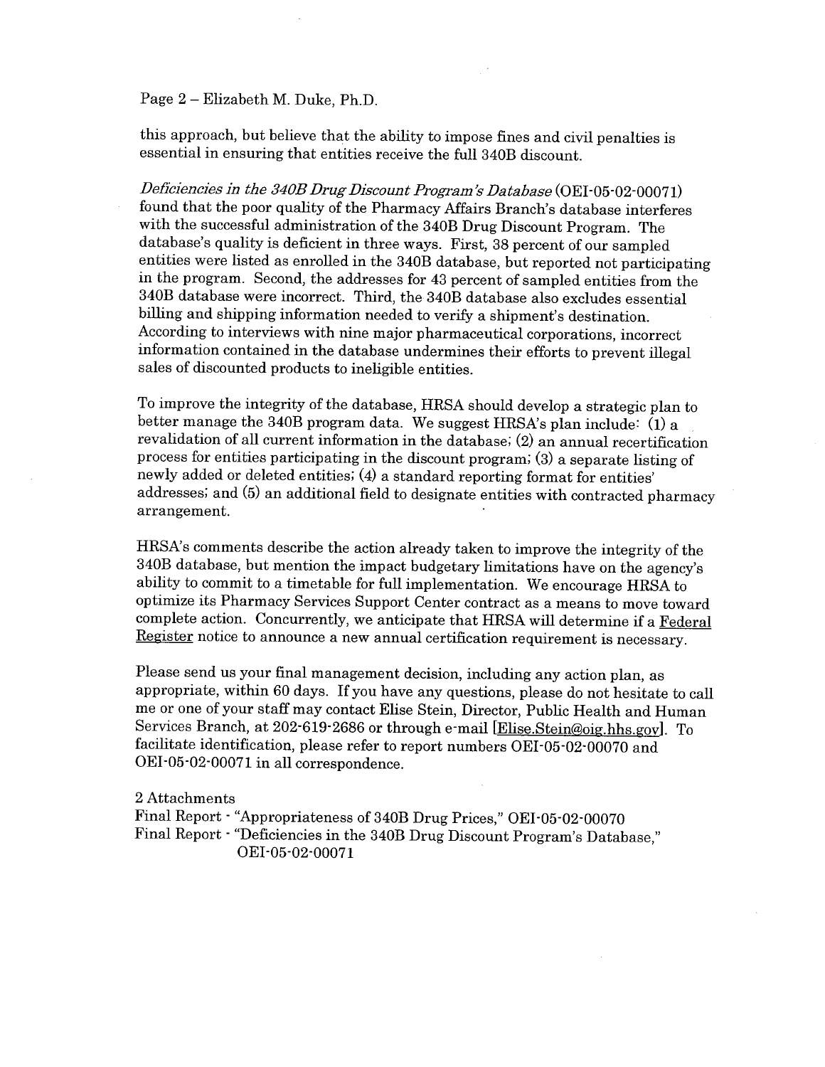Page 2 – Elizabeth M. Duke, Ph.D.

this approach, but believe that the ability to impose fines and civil penalties is essential in ensuring that entities receive the full 340B discount.

*Deficiencies in the 340B Drug Discount Program's Database* (OEI-05-02-00071) found that the poor quality of the Pharmacy Affairs Branch's database interferes with the successful administration of the 340B Drug Discount Program. The database's quality is deficient in three ways. First, 38 percent of our sampled entities were listed as enrolled in the 340B database, but reported not participating in the program. Second, the addresses for 43 percent of sampled entities from the 340B database were incorrect. Third, the 340B database also excludes essential billing and shipping information needed to verify a shipment's destination. According to interviews with nine major pharmaceutical corporations, incorrect information contained in the database undermines their efforts to prevent illegal sales of discounted products to ineligible entities.

To improve the integrity of the database, HRSA should develop a strategic plan to better manage the 340B program data. We suggest HRSA's plan include: (1) a revalidation of all current information in the database; (2) an annual recertification process for entities participating in the discount program; (3) a separate listing of newly added or deleted entities; (4) a standard reporting format for entities' addresses; and (5) an additional field to designate entities with contracted pharmacy arrangement.

HRSA's comments describe the action already taken to improve the integrity of the 340B database, but mention the impact budgetary limitations have on the agency's ability to commit to a timetable for full implementation. We encourage HRSA to optimize its Pharmacy Services Support Center contract as a means to move toward complete action. Concurrently, we anticipate that HRSA will determine if a Federal Register notice to announce a new annual certification requirement is necessary.

Please send us your final management decision, including any action plan, as appropriate, within 60 days. If you have any questions, please do not hesitate to call me or one of your staff may contact Elise Stein, Director, Public Health and Human Services Branch, at 202-619-2686 or through e-mail [Elise.Stein@oig.hhs.gov]. To facilitate identification, please refer to report numbers OEI-05-02-00070 and OEI-05-02-00071 in all correspondence.

2 Attachments
Final Report - "Appropriateness of 340B Drug Prices," OEI-05-02-00070
Final Report - "Deficiencies in the 340B Drug Discount Program's Database," OEI-05-02-00071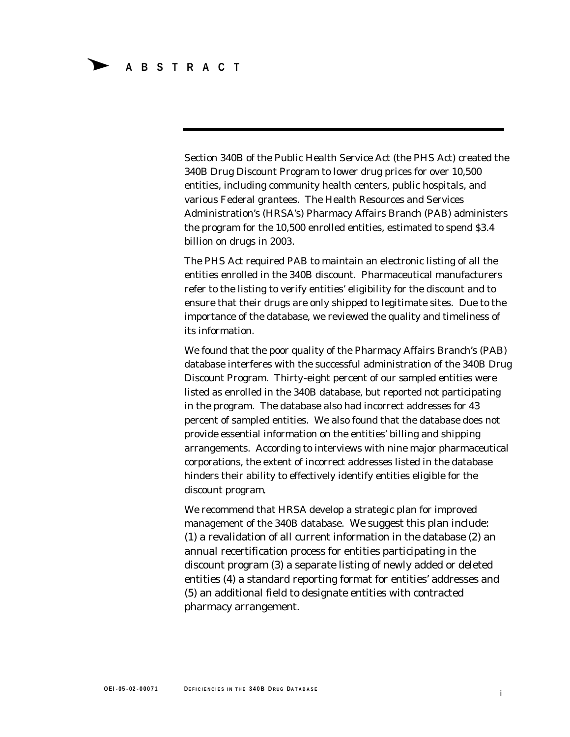# ABSTRACT

Section 340B of the Public Health Service Act (the PHS Act) created the 340B Drug Discount Program to lower drug prices for over 10,500 entities, including community health centers, public hospitals, and various Federal grantees. The Health Resources and Services Administration's (HRSA's) Pharmacy Affairs Branch (PAB) administers the program for the 10,500 enrolled entities, estimated to spend $3.4 billion on drugs in 2003.

The PHS Act required PAB to maintain an electronic listing of all the entities enrolled in the 340B discount. Pharmaceutical manufacturers refer to the listing to verify entities' eligibility for the discount and to ensure that their drugs are only shipped to legitimate sites. Due to the importance of the database, we reviewed the quality and timeliness of its information.

We found that the poor quality of the Pharmacy Affairs Branch's (PAB) database interferes with the successful administration of the 340B Drug Discount Program. Thirty-eight percent of our sampled entities were listed as enrolled in the 340B database, but reported not participating in the program. The database also had incorrect addresses for 43 percent of sampled entities. We also found that the database does not provide essential information on the entities' billing and shipping arrangements. According to interviews with nine major pharmaceutical corporations, the extent of incorrect addresses listed in the database hinders their ability to effectively identify entities eligible for the discount program.

We recommend that HRSA develop a strategic plan for improved management of the 340B database. We suggest this plan include: (1) a revalidation of all current information in the database (2) an annual recertification process for entities participating in the discount program (3) a separate listing of newly added or deleted entities (4) a standard reporting format for entities' addresses and (5) an additional field to designate entities with contracted pharmacy arrangement.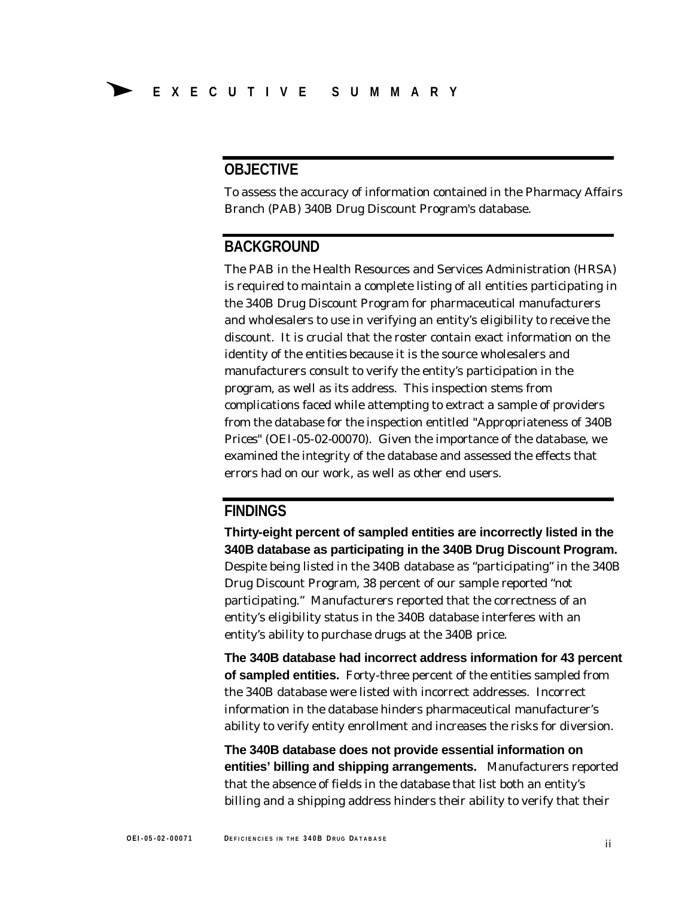# EXECUTIVE SUMMARY

## OBJECTIVE

To assess the accuracy of information contained in the Pharmacy Affairs Branch (PAB) 340B Drug Discount Program's database.

## BACKGROUND

The PAB in the Health Resources and Services Administration (HRSA) is required to maintain a complete listing of all entities participating in the 340B Drug Discount Program for pharmaceutical manufacturers and wholesalers to use in verifying an entity's eligibility to receive the discount. It is crucial that the roster contain exact information on the identity of the entities because it is the source wholesalers and manufacturers consult to verify the entity's participation in the program, as well as its address. This inspection stems from complications faced while attempting to extract a sample of providers from the database for the inspection entitled "Appropriateness of 340B Prices" (OEI-05-02-00070). Given the importance of the database, we examined the integrity of the database and assessed the effects that errors had on our work, as well as other end users.

## FINDINGS

**Thirty-eight percent of sampled entities are incorrectly listed in the 340B database as participating in the 340B Drug Discount Program.** Despite being listed in the 340B database as "participating" in the 340B Drug Discount Program, 38 percent of our sample reported "not participating." Manufacturers reported that the correctness of an entity's eligibility status in the 340B database interferes with an entity's ability to purchase drugs at the 340B price.

**The 340B database had incorrect address information for 43 percent of sampled entities.** Forty-three percent of the entities sampled from the 340B database were listed with incorrect addresses. Incorrect information in the database hinders pharmaceutical manufacturer's ability to verify entity enrollment and increases the risks for diversion.

**The 340B database does not provide essential information on entities' billing and shipping arrangements.** Manufacturers reported that the absence of fields in the database that list both an entity's billing and a shipping address hinders their ability to verify that their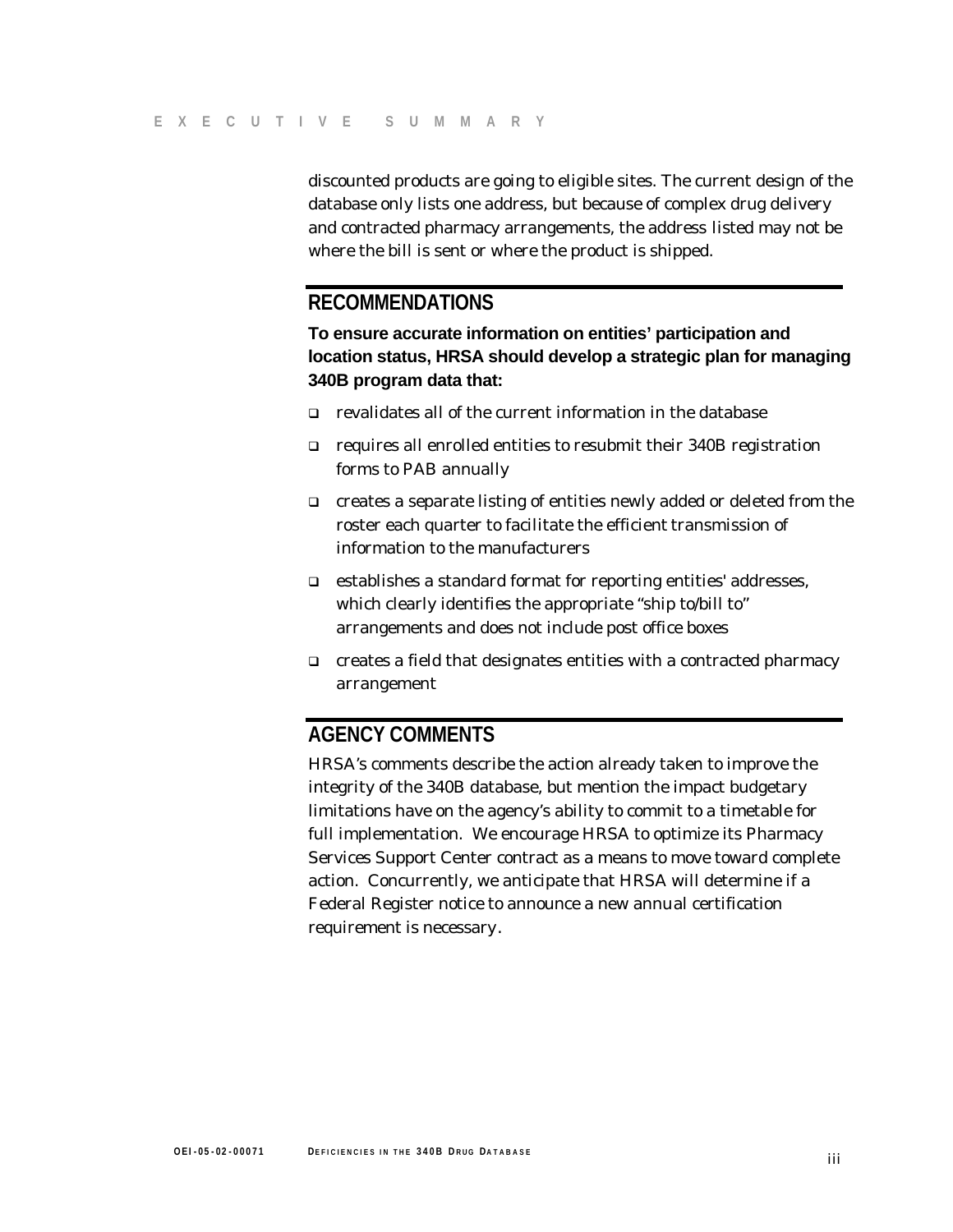discounted products are going to eligible sites. The current design of the database only lists one address, but because of complex drug delivery and contracted pharmacy arrangements, the address listed may not be where the bill is sent or where the product is shipped.

## RECOMMENDATIONS

**To ensure accurate information on entities' participation and location status, HRSA should develop a strategic plan for managing 340B program data that:**

- revalidates all of the current information in the database
- requires all enrolled entities to resubmit their 340B registration forms to PAB annually
- creates a separate listing of entities newly added or deleted from the roster each quarter to facilitate the efficient transmission of information to the manufacturers
- establishes a standard format for reporting entities' addresses, which clearly identifies the appropriate "ship to/bill to" arrangements and does not include post office boxes
- creates a field that designates entities with a contracted pharmacy arrangement

## AGENCY COMMENTS

HRSA's comments describe the action already taken to improve the integrity of the 340B database, but mention the impact budgetary limitations have on the agency's ability to commit to a timetable for full implementation. We encourage HRSA to optimize its Pharmacy Services Support Center contract as a means to move toward complete action. Concurrently, we anticipate that HRSA will determine if a Federal Register notice to announce a new annual certification requirement is necessary.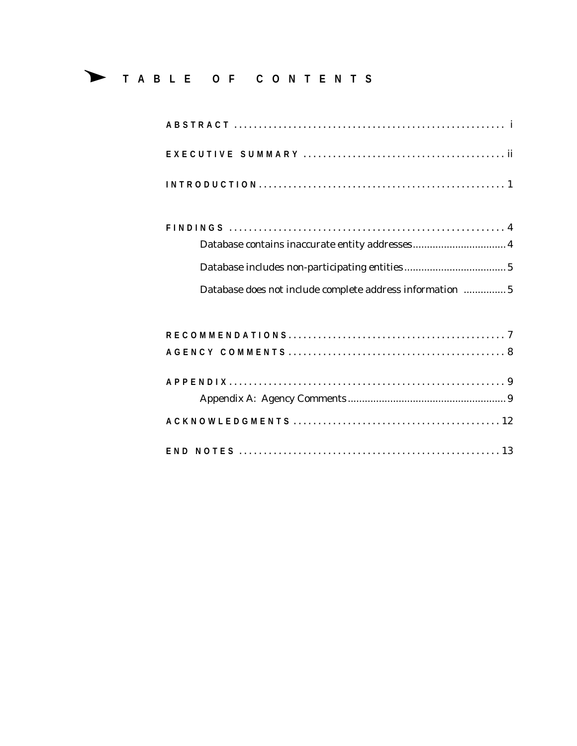# TABLE OF CONTENTS

**ABSTRACT** ........................................................ i

**EXECUTIVE SUMMARY** ........................................ ii

**INTRODUCTION** ................................................ 1

**FINDINGS** ......................................................... 4

- Database contains inaccurate entity addresses ................................ 4
- Database includes non-participating entities .................................... 5
- Database does not include complete address information ............... 5

**RECOMMENDATIONS** ......................................... 7

**AGENCY COMMENTS** .......................................... 8

**APPENDIX** .......................................................... 9

- Appendix A: Agency Comments ...................................................... 9

**ACKNOWLEDGMENTS** ......................................... 12

**END NOTES** ....................................................... 13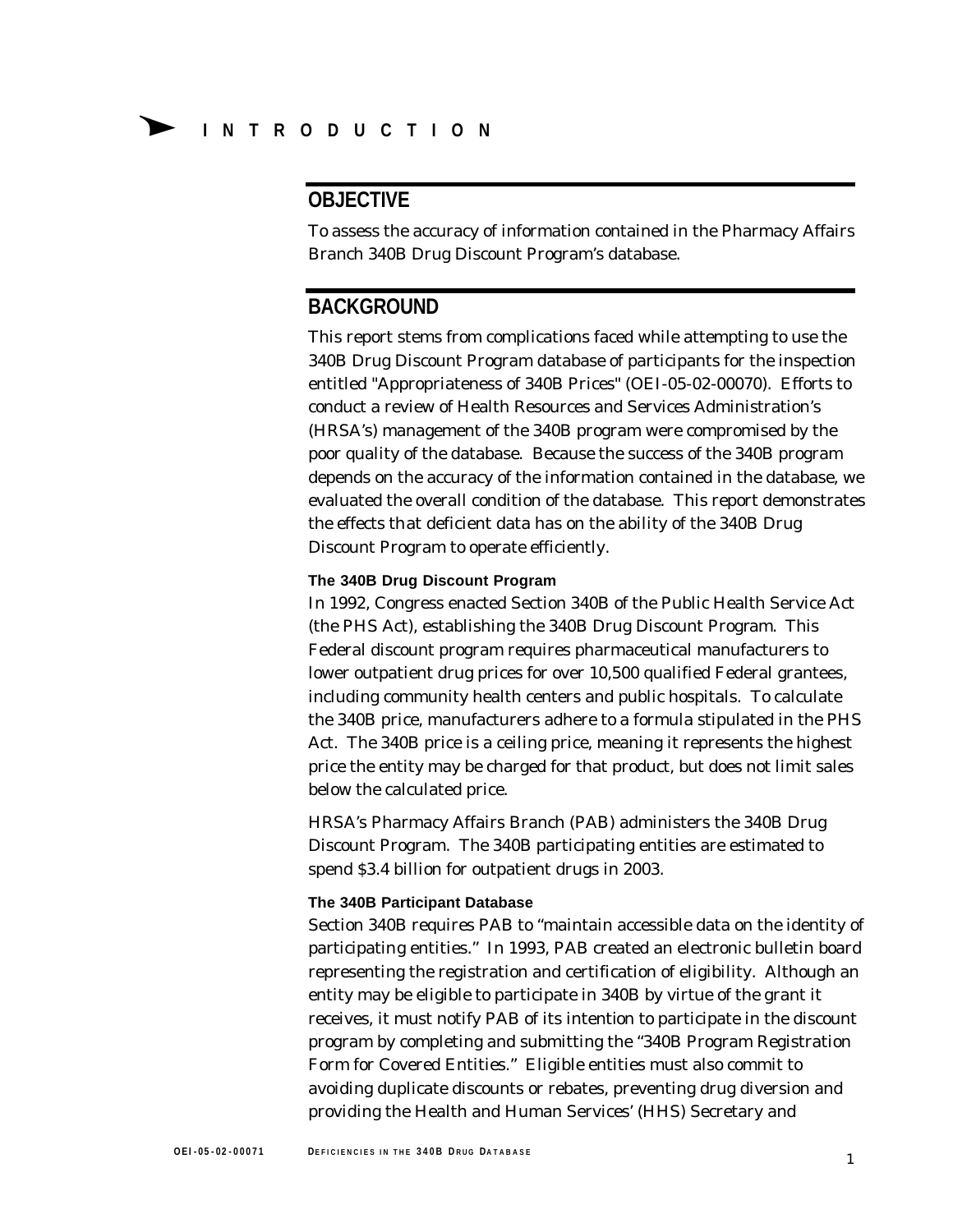# INTRODUCTION

## OBJECTIVE

To assess the accuracy of information contained in the Pharmacy Affairs Branch 340B Drug Discount Program's database.

## BACKGROUND

This report stems from complications faced while attempting to use the 340B Drug Discount Program database of participants for the inspection entitled "Appropriateness of 340B Prices" (OEI-05-02-00070). Efforts to conduct a review of Health Resources and Services Administration's (HRSA's) management of the 340B program were compromised by the poor quality of the database. Because the success of the 340B program depends on the accuracy of the information contained in the database, we evaluated the overall condition of the database. This report demonstrates the effects that deficient data has on the ability of the 340B Drug Discount Program to operate efficiently.

### The 340B Drug Discount Program

In 1992, Congress enacted Section 340B of the Public Health Service Act (the PHS Act), establishing the 340B Drug Discount Program. This Federal discount program requires pharmaceutical manufacturers to lower outpatient drug prices for over 10,500 qualified Federal grantees, including community health centers and public hospitals. To calculate the 340B price, manufacturers adhere to a formula stipulated in the PHS Act. The 340B price is a ceiling price, meaning it represents the highest price the entity may be charged for that product, but does not limit sales below the calculated price.

HRSA's Pharmacy Affairs Branch (PAB) administers the 340B Drug Discount Program. The 340B participating entities are estimated to spend $3.4 billion for outpatient drugs in 2003.

### The 340B Participant Database

Section 340B requires PAB to "maintain accessible data on the identity of participating entities." In 1993, PAB created an electronic bulletin board representing the registration and certification of eligibility. Although an entity may be eligible to participate in 340B by virtue of the grant it receives, it must notify PAB of its intention to participate in the discount program by completing and submitting the "340B Program Registration Form for Covered Entities." Eligible entities must also commit to avoiding duplicate discounts or rebates, preventing drug diversion and providing the Health and Human Services' (HHS) Secretary and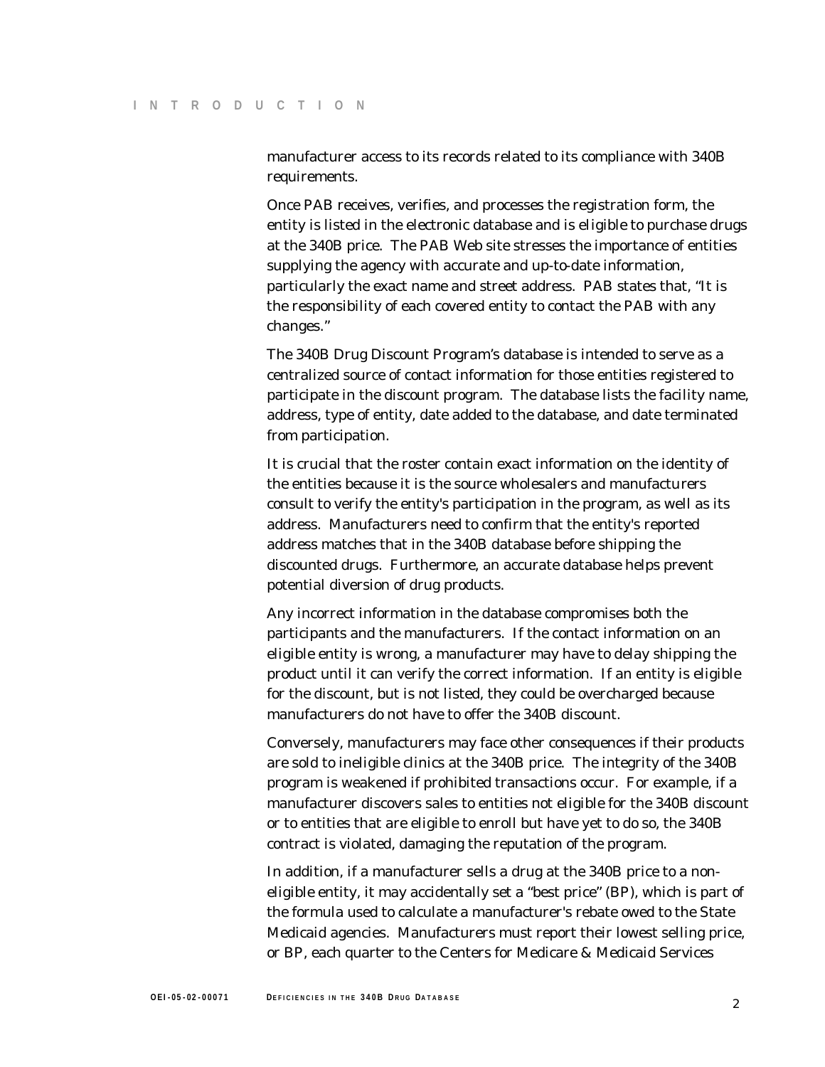manufacturer access to its records related to its compliance with 340B requirements.

Once PAB receives, verifies, and processes the registration form, the entity is listed in the electronic database and is eligible to purchase drugs at the 340B price. The PAB Web site stresses the importance of entities supplying the agency with accurate and up-to-date information, particularly the exact name and street address. PAB states that, "It is the responsibility of each covered entity to contact the PAB with any changes."

The 340B Drug Discount Program's database is intended to serve as a centralized source of contact information for those entities registered to participate in the discount program. The database lists the facility name, address, type of entity, date added to the database, and date terminated from participation.

It is crucial that the roster contain exact information on the identity of the entities because it is the source wholesalers and manufacturers consult to verify the entity's participation in the program, as well as its address. Manufacturers need to confirm that the entity's reported address matches that in the 340B database before shipping the discounted drugs. Furthermore, an accurate database helps prevent potential diversion of drug products.

Any incorrect information in the database compromises both the participants and the manufacturers. If the contact information on an eligible entity is wrong, a manufacturer may have to delay shipping the product until it can verify the correct information. If an entity is eligible for the discount, but is not listed, they could be overcharged because manufacturers do not have to offer the 340B discount.

Conversely, manufacturers may face other consequences if their products are sold to ineligible clinics at the 340B price. The integrity of the 340B program is weakened if prohibited transactions occur. For example, if a manufacturer discovers sales to entities not eligible for the 340B discount or to entities that are eligible to enroll but have yet to do so, the 340B contract is violated, damaging the reputation of the program.

In addition, if a manufacturer sells a drug at the 340B price to a non-eligible entity, it may accidentally set a "best price" (BP), which is part of the formula used to calculate a manufacturer's rebate owed to the State Medicaid agencies. Manufacturers must report their lowest selling price, or BP, each quarter to the Centers for Medicare & Medicaid Services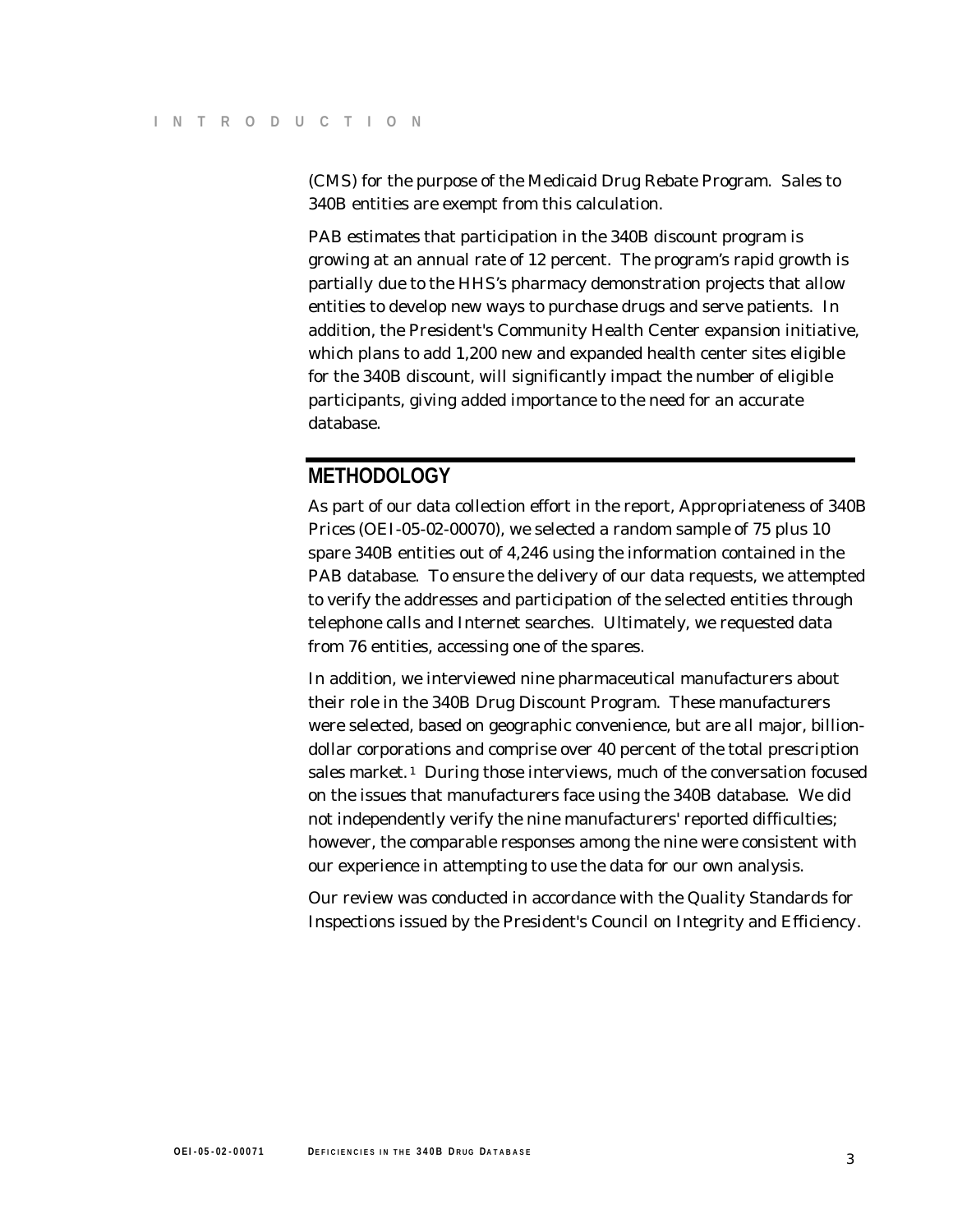(CMS) for the purpose of the Medicaid Drug Rebate Program. Sales to 340B entities are exempt from this calculation.

PAB estimates that participation in the 340B discount program is growing at an annual rate of 12 percent. The program's rapid growth is partially due to the HHS's pharmacy demonstration projects that allow entities to develop new ways to purchase drugs and serve patients. In addition, the President's Community Health Center expansion initiative, which plans to add 1,200 new and expanded health center sites eligible for the 340B discount, will significantly impact the number of eligible participants, giving added importance to the need for an accurate database.

## METHODOLOGY

As part of our data collection effort in the report, Appropriateness of 340B Prices (OEI-05-02-00070), we selected a random sample of 75 plus 10 spare 340B entities out of 4,246 using the information contained in the PAB database. To ensure the delivery of our data requests, we attempted to verify the addresses and participation of the selected entities through telephone calls and Internet searches. Ultimately, we requested data from 76 entities, accessing one of the spares.

In addition, we interviewed nine pharmaceutical manufacturers about their role in the 340B Drug Discount Program. These manufacturers were selected, based on geographic convenience, but are all major, billion-dollar corporations and comprise over 40 percent of the total prescription sales market.[1] During those interviews, much of the conversation focused on the issues that manufacturers face using the 340B database. We did not independently verify the nine manufacturers' reported difficulties; however, the comparable responses among the nine were consistent with our experience in attempting to use the data for our own analysis.

Our review was conducted in accordance with the Quality Standards for Inspections issued by the President's Council on Integrity and Efficiency.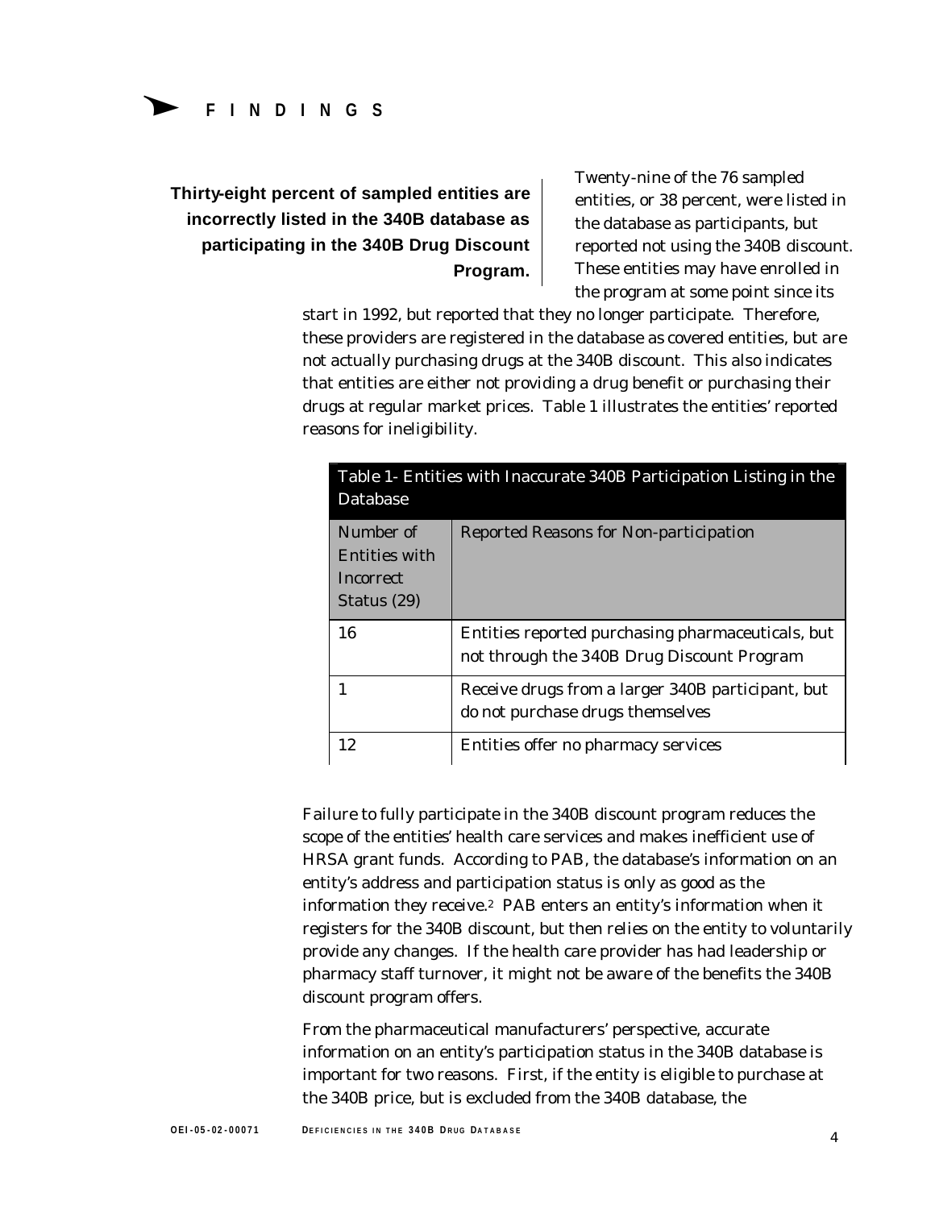## FINDINGS

**Thirty-eight percent of sampled entities are incorrectly listed in the 340B database as participating in the 340B Drug Discount Program.**

Twenty-nine of the 76 sampled entities, or 38 percent, were listed in the database as participants, but reported not using the 340B discount. These entities may have enrolled in the program at some point since its start in 1992, but reported that they no longer participate. Therefore, these providers are registered in the database as covered entities, but are not actually purchasing drugs at the 340B discount. This also indicates that entities are either not providing a drug benefit or purchasing their drugs at regular market prices. Table 1 illustrates the entities' reported reasons for ineligibility.

Table 1- Entities with Inaccurate 340B Participation Listing in the Database

| Number of Entities with Incorrect Status (29) | Reported Reasons for Non-participation |
|---|---|
| 16 | Entities reported purchasing pharmaceuticals, but not through the 340B Drug Discount Program |
| 1 | Receive drugs from a larger 340B participant, but do not purchase drugs themselves |
| 12 | Entities offer no pharmacy services |

Failure to fully participate in the 340B discount program reduces the scope of the entities' health care services and makes inefficient use of HRSA grant funds. According to PAB, the database's information on an entity's address and participation status is only as good as the information they receive.[2] PAB enters an entity's information when it registers for the 340B discount, but then relies on the entity to voluntarily provide any changes. If the health care provider has had leadership or pharmacy staff turnover, it might not be aware of the benefits the 340B discount program offers.

From the pharmaceutical manufacturers' perspective, accurate information on an entity's participation status in the 340B database is important for two reasons. First, if the entity is eligible to purchase at the 340B price, but is excluded from the 340B database, the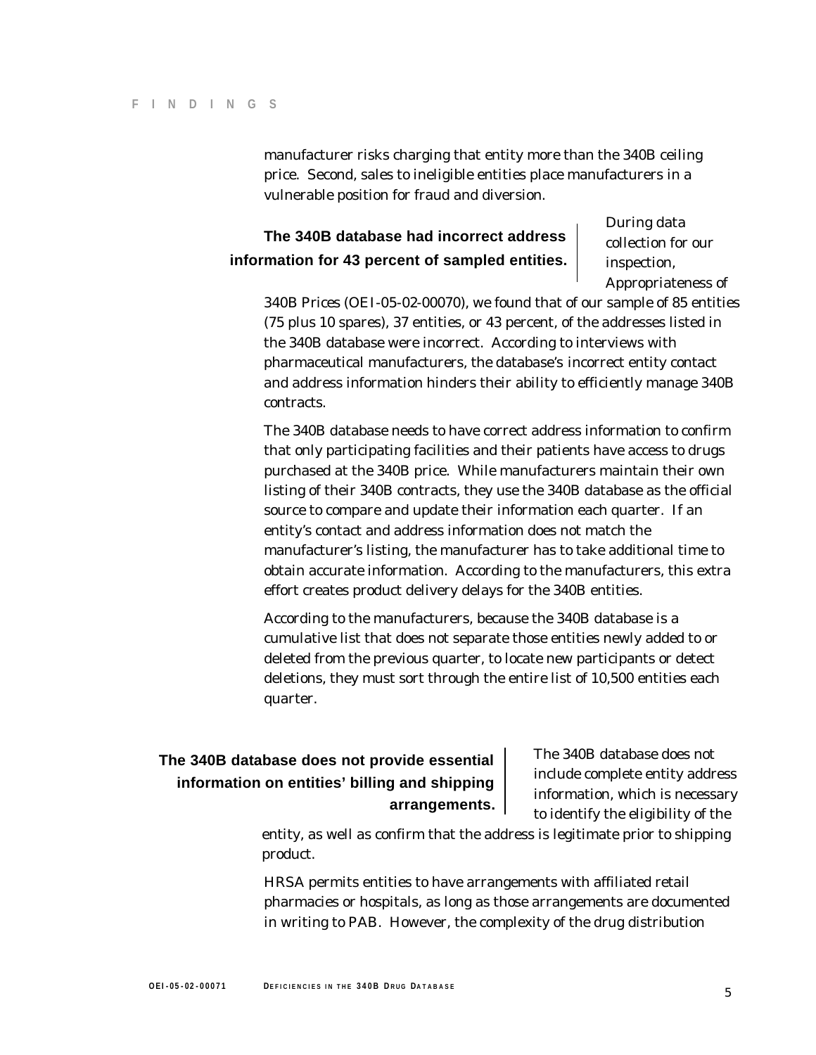manufacturer risks charging that entity more than the 340B ceiling price. Second, sales to ineligible entities place manufacturers in a vulnerable position for fraud and diversion.

### The 340B database had incorrect address information for 43 percent of sampled entities.

During data collection for our inspection, Appropriateness of 340B Prices (OEI-05-02-00070), we found that of our sample of 85 entities (75 plus 10 spares), 37 entities, or 43 percent, of the addresses listed in the 340B database were incorrect. According to interviews with pharmaceutical manufacturers, the database's incorrect entity contact and address information hinders their ability to efficiently manage 340B contracts.

The 340B database needs to have correct address information to confirm that only participating facilities and their patients have access to drugs purchased at the 340B price. While manufacturers maintain their own listing of their 340B contracts, they use the 340B database as the official source to compare and update their information each quarter. If an entity's contact and address information does not match the manufacturer's listing, the manufacturer has to take additional time to obtain accurate information. According to the manufacturers, this extra effort creates product delivery delays for the 340B entities.

According to the manufacturers, because the 340B database is a cumulative list that does not separate those entities newly added to or deleted from the previous quarter, to locate new participants or detect deletions, they must sort through the entire list of 10,500 entities each quarter.

### The 340B database does not provide essential information on entities' billing and shipping arrangements.

The 340B database does not include complete entity address information, which is necessary to identify the eligibility of the entity, as well as confirm that the address is legitimate prior to shipping product.

HRSA permits entities to have arrangements with affiliated retail pharmacies or hospitals, as long as those arrangements are documented in writing to PAB. However, the complexity of the drug distribution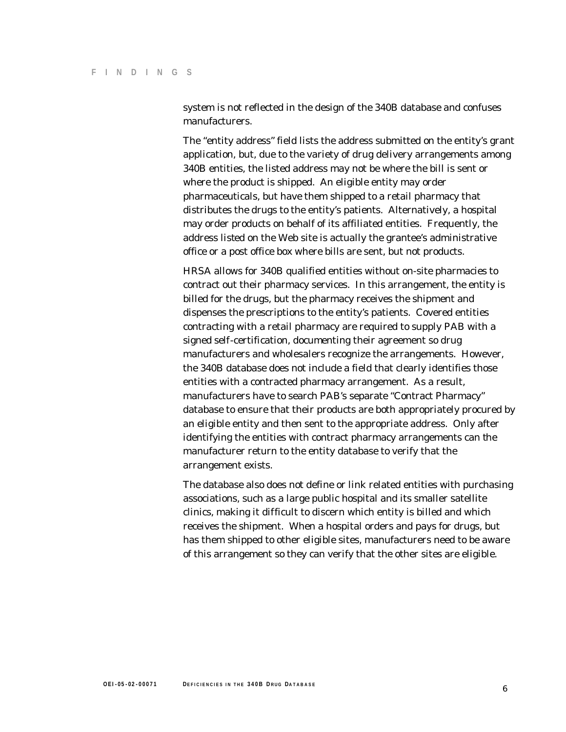system is not reflected in the design of the 340B database and confuses manufacturers.

The "entity address" field lists the address submitted on the entity's grant application, but, due to the variety of drug delivery arrangements among 340B entities, the listed address may not be where the bill is sent or where the product is shipped. An eligible entity may order pharmaceuticals, but have them shipped to a retail pharmacy that distributes the drugs to the entity's patients. Alternatively, a hospital may order products on behalf of its affiliated entities. Frequently, the address listed on the Web site is actually the grantee's administrative office or a post office box where bills are sent, but not products.

HRSA allows for 340B qualified entities without on-site pharmacies to contract out their pharmacy services. In this arrangement, the entity is billed for the drugs, but the pharmacy receives the shipment and dispenses the prescriptions to the entity's patients. Covered entities contracting with a retail pharmacy are required to supply PAB with a signed self-certification, documenting their agreement so drug manufacturers and wholesalers recognize the arrangements. However, the 340B database does not include a field that clearly identifies those entities with a contracted pharmacy arrangement. As a result, manufacturers have to search PAB's separate "Contract Pharmacy" database to ensure that their products are both appropriately procured by an eligible entity and then sent to the appropriate address. Only after identifying the entities with contract pharmacy arrangements can the manufacturer return to the entity database to verify that the arrangement exists.

The database also does not define or link related entities with purchasing associations, such as a large public hospital and its smaller satellite clinics, making it difficult to discern which entity is billed and which receives the shipment. When a hospital orders and pays for drugs, but has them shipped to other eligible sites, manufacturers need to be aware of this arrangement so they can verify that the other sites are eligible.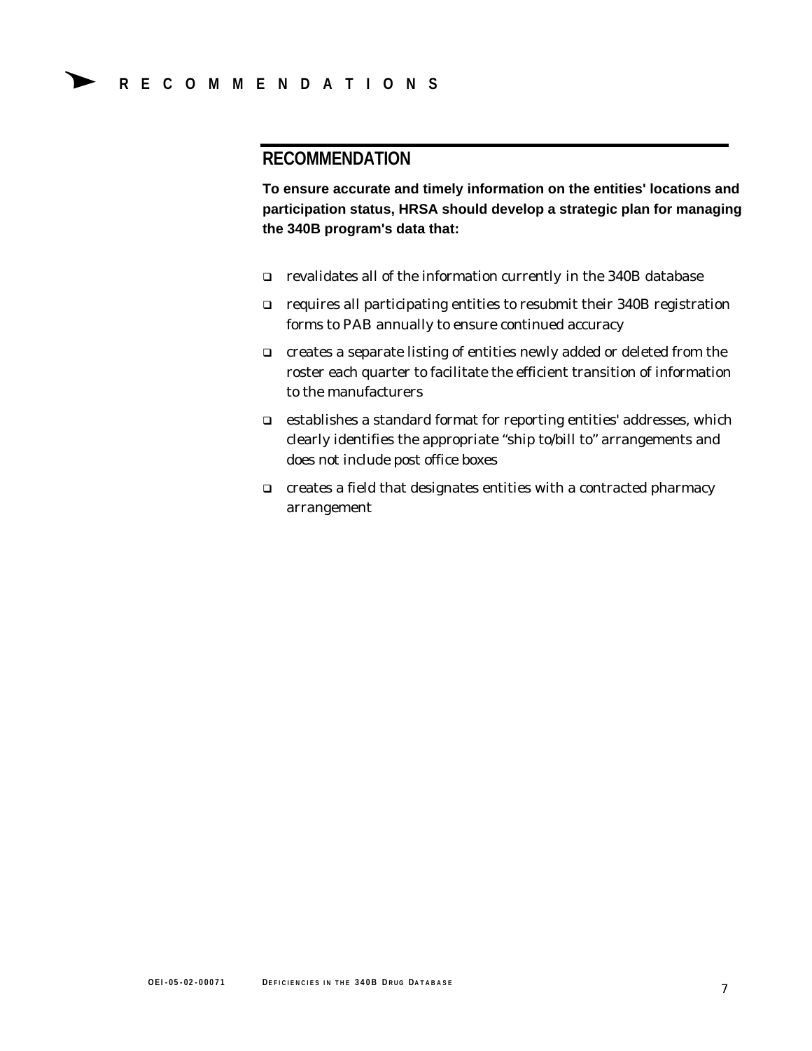## RECOMMENDATION

**To ensure accurate and timely information on the entities' locations and participation status, HRSA should develop a strategic plan for managing the 340B program's data that:**

- revalidates all of the information currently in the 340B database
- requires all participating entities to resubmit their 340B registration forms to PAB annually to ensure continued accuracy
- creates a separate listing of entities newly added or deleted from the roster each quarter to facilitate the efficient transition of information to the manufacturers
- establishes a standard format for reporting entities' addresses, which clearly identifies the appropriate "ship to/bill to" arrangements and does not include post office boxes
- creates a field that designates entities with a contracted pharmacy arrangement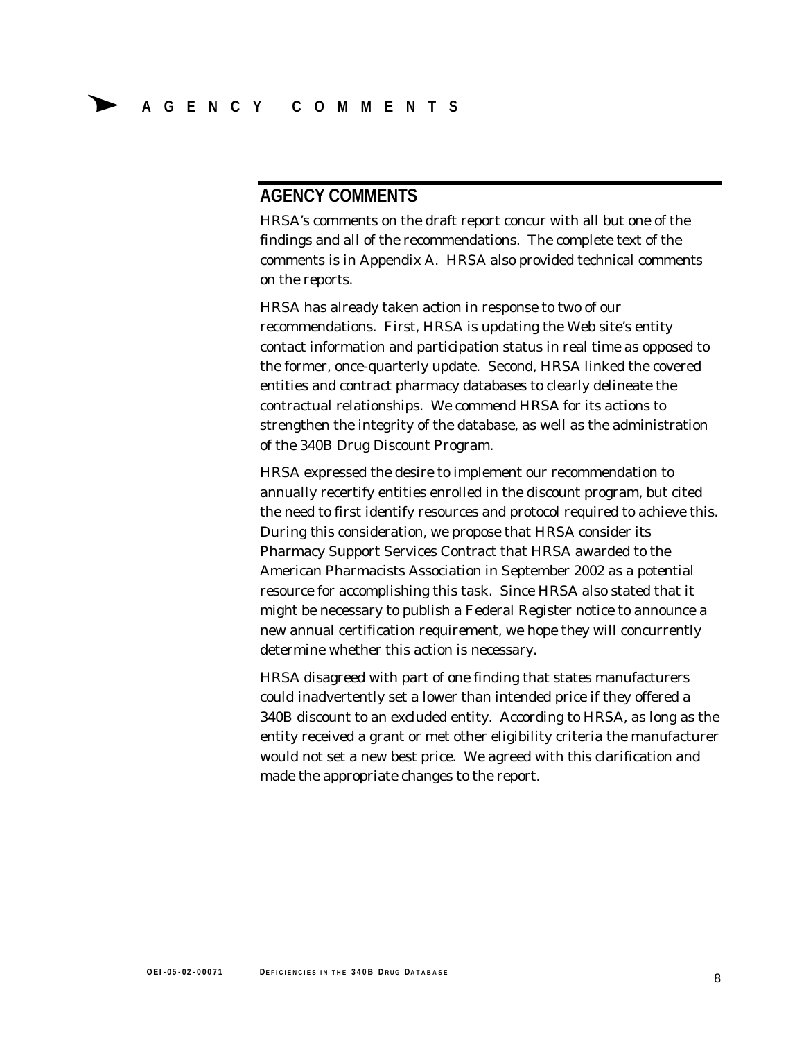## AGENCY COMMENTS

HRSA's comments on the draft report concur with all but one of the findings and all of the recommendations. The complete text of the comments is in Appendix A. HRSA also provided technical comments on the reports.

HRSA has already taken action in response to two of our recommendations. First, HRSA is updating the Web site's entity contact information and participation status in real time as opposed to the former, once-quarterly update. Second, HRSA linked the covered entities and contract pharmacy databases to clearly delineate the contractual relationships. We commend HRSA for its actions to strengthen the integrity of the database, as well as the administration of the 340B Drug Discount Program.

HRSA expressed the desire to implement our recommendation to annually recertify entities enrolled in the discount program, but cited the need to first identify resources and protocol required to achieve this. During this consideration, we propose that HRSA consider its Pharmacy Support Services Contract that HRSA awarded to the American Pharmacists Association in September 2002 as a potential resource for accomplishing this task. Since HRSA also stated that it might be necessary to publish a Federal Register notice to announce a new annual certification requirement, we hope they will concurrently determine whether this action is necessary.

HRSA disagreed with part of one finding that states manufacturers could inadvertently set a lower than intended price if they offered a 340B discount to an excluded entity. According to HRSA, as long as the entity received a grant or met other eligibility criteria the manufacturer would not set a new best price. We agreed with this clarification and made the appropriate changes to the report.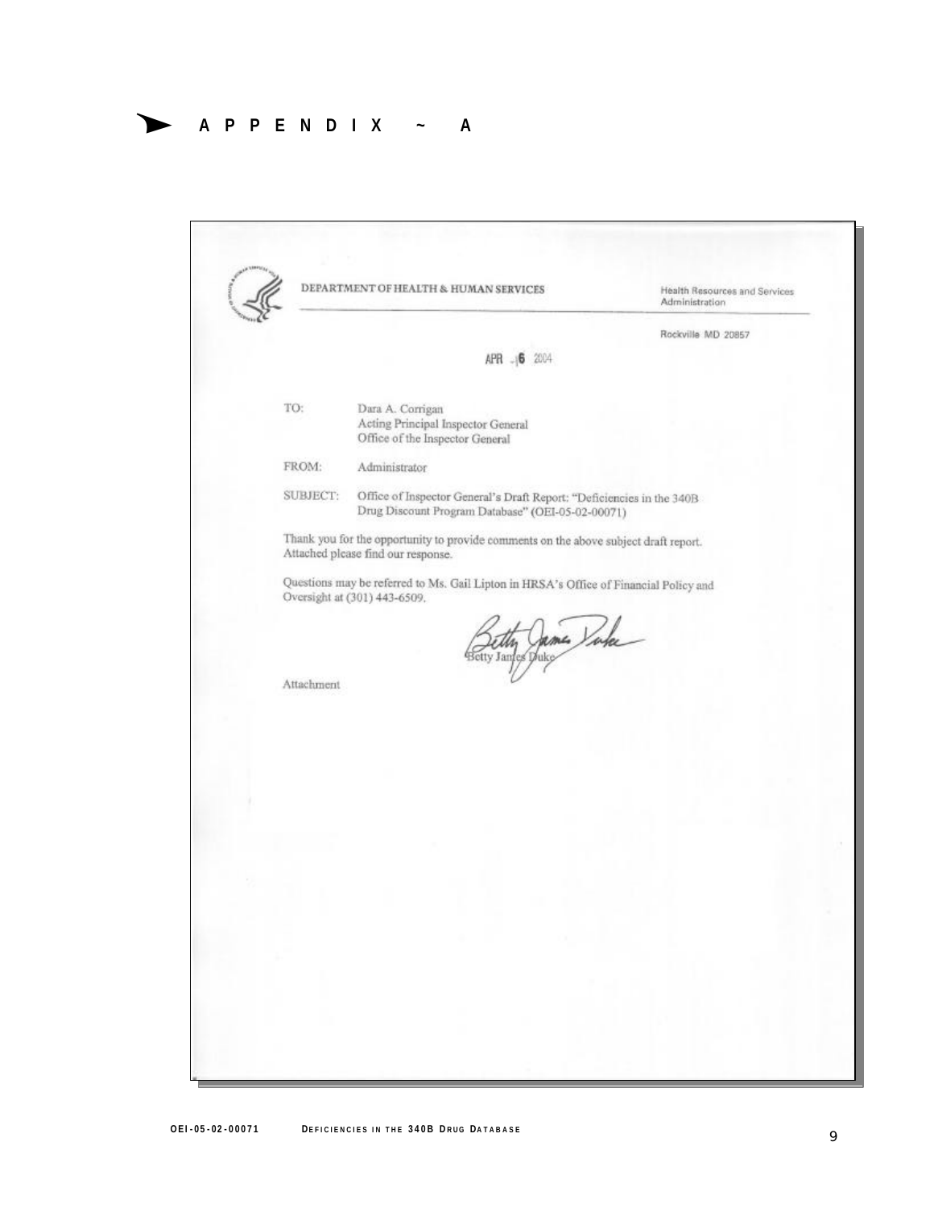# APPENDIX ~ A

DEPARTMENT OF HEALTH & HUMAN SERVICES

Health Resources and Services Administration

Rockville MD 20857

APR - 6 2004

TO: Dara A. Corrigan
Acting Principal Inspector General
Office of the Inspector General

FROM: Administrator

SUBJECT: Office of Inspector General's Draft Report: "Deficiencies in the 340B Drug Discount Program Database" (OEI-05-02-00071)

Thank you for the opportunity to provide comments on the above subject draft report. Attached please find our response.

Questions may be referred to Ms. Gail Lipton in HRSA's Office of Financial Policy and Oversight at (301) 443-6509.

Betty James Duke

Attachment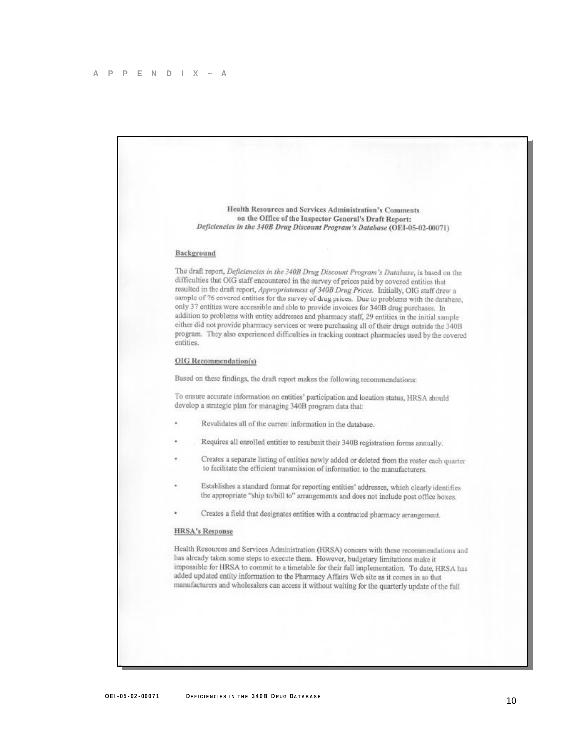# APPENDIX ~ A

**Health Resources and Services Administration's Comments on the Office of the Inspector General's Draft Report: *Deficiencies in the 340B Drug Discount Program's Database* (OEI-05-02-00071)**

**Background**

The draft report, *Deficiencies in the 340B Drug Discount Program's Database*, is based on the difficulties that OIG staff encountered in the survey of prices paid by covered entities that resulted in the draft report, *Appropriateness of 340B Drug Prices*. Initially, OIG staff drew a sample of 76 covered entities for the survey of drug prices. Due to problems with the database, only 37 entities were accessible and able to provide invoices for 340B drug purchases. In addition to problems with entity addresses and pharmacy staff, 29 entities in the initial sample either did not provide pharmacy services or were purchasing all of their drugs outside the 340B program. They also experienced difficulties in tracking contract pharmacies used by the covered entities.

**OIG Recommendation(s)**

Based on these findings, the draft report makes the following recommendations:

To ensure accurate information on entities' participation and location status, HRSA should develop a strategic plan for managing 340B program data that:

- Revalidates all of the current information in the database.
- Requires all enrolled entities to resubmit their 340B registration forms annually.
- Creates a separate listing of entities newly added or deleted from the roster each quarter to facilitate the efficient transmission of information to the manufacturers.
- Establishes a standard format for reporting entities' addresses, which clearly identifies the appropriate "ship to/bill to" arrangements and does not include post office boxes.
- Creates a field that designates entities with a contracted pharmacy arrangement.

**HRSA's Response**

Health Resources and Services Administration (HRSA) concurs with these recommendations and has already taken some steps to execute them. However, budgetary limitations make it impossible for HRSA to commit to a timetable for their full implementation. To date, HRSA has added updated entity information to the Pharmacy Affairs Web site as it comes in so that manufacturers and wholesalers can access it without waiting for the quarterly update of the full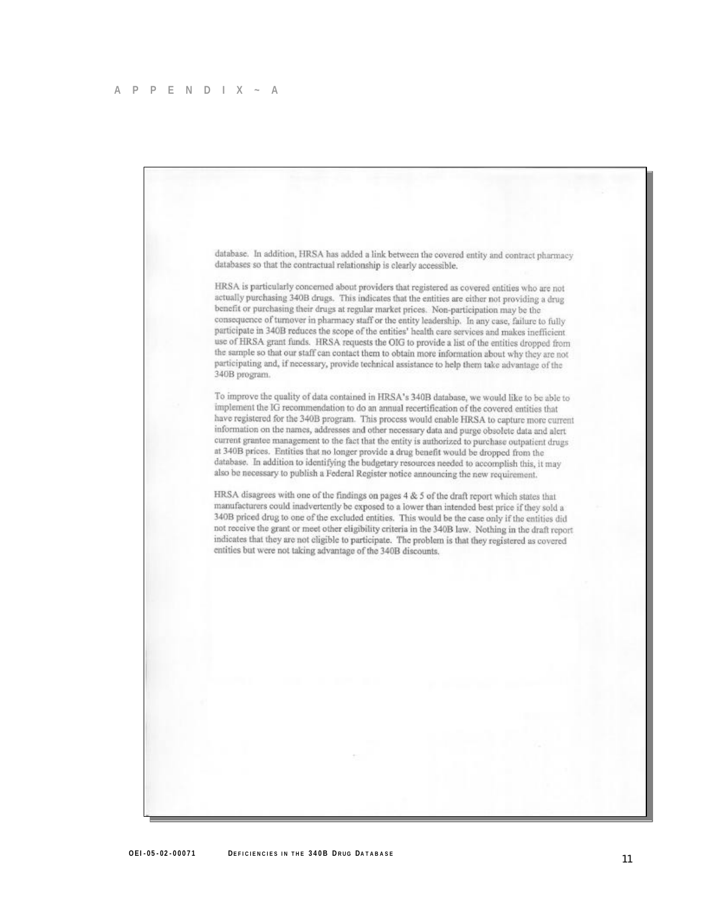# APPENDIX ~ A

database. In addition, HRSA has added a link between the covered entity and contract pharmacy databases so that the contractual relationship is clearly accessible.

HRSA is particularly concerned about providers that registered as covered entities who are not actually purchasing 340B drugs. This indicates that the entities are either not providing a drug benefit or purchasing their drugs at regular market prices. Non-participation may be the consequence of turnover in pharmacy staff or the entity leadership. In any case, failure to fully participate in 340B reduces the scope of the entities' health care services and makes inefficient use of HRSA grant funds. HRSA requests the OIG to provide a list of the entities dropped from the sample so that our staff can contact them to obtain more information about why they are not participating and, if necessary, provide technical assistance to help them take advantage of the 340B program.

To improve the quality of data contained in HRSA's 340B database, we would like to be able to implement the IG recommendation to do an annual recertification of the covered entities that have registered for the 340B program. This process would enable HRSA to capture more current information on the names, addresses and other necessary data and purge obsolete data and alert current grantee management to the fact that the entity is authorized to purchase outpatient drugs at 340B prices. Entities that no longer provide a drug benefit would be dropped from the database. In addition to identifying the budgetary resources needed to accomplish this, it may also be necessary to publish a Federal Register notice announcing the new requirement.

HRSA disagrees with one of the findings on pages 4 & 5 of the draft report which states that manufacturers could inadvertently be exposed to a lower than intended best price if they sold a 340B priced drug to one of the excluded entities. This would be the case only if the entities did not receive the grant or meet other eligibility criteria in the 340B law. Nothing in the draft report indicates that they are not eligible to participate. The problem is that they registered as covered entities but were not taking advantage of the 340B discounts.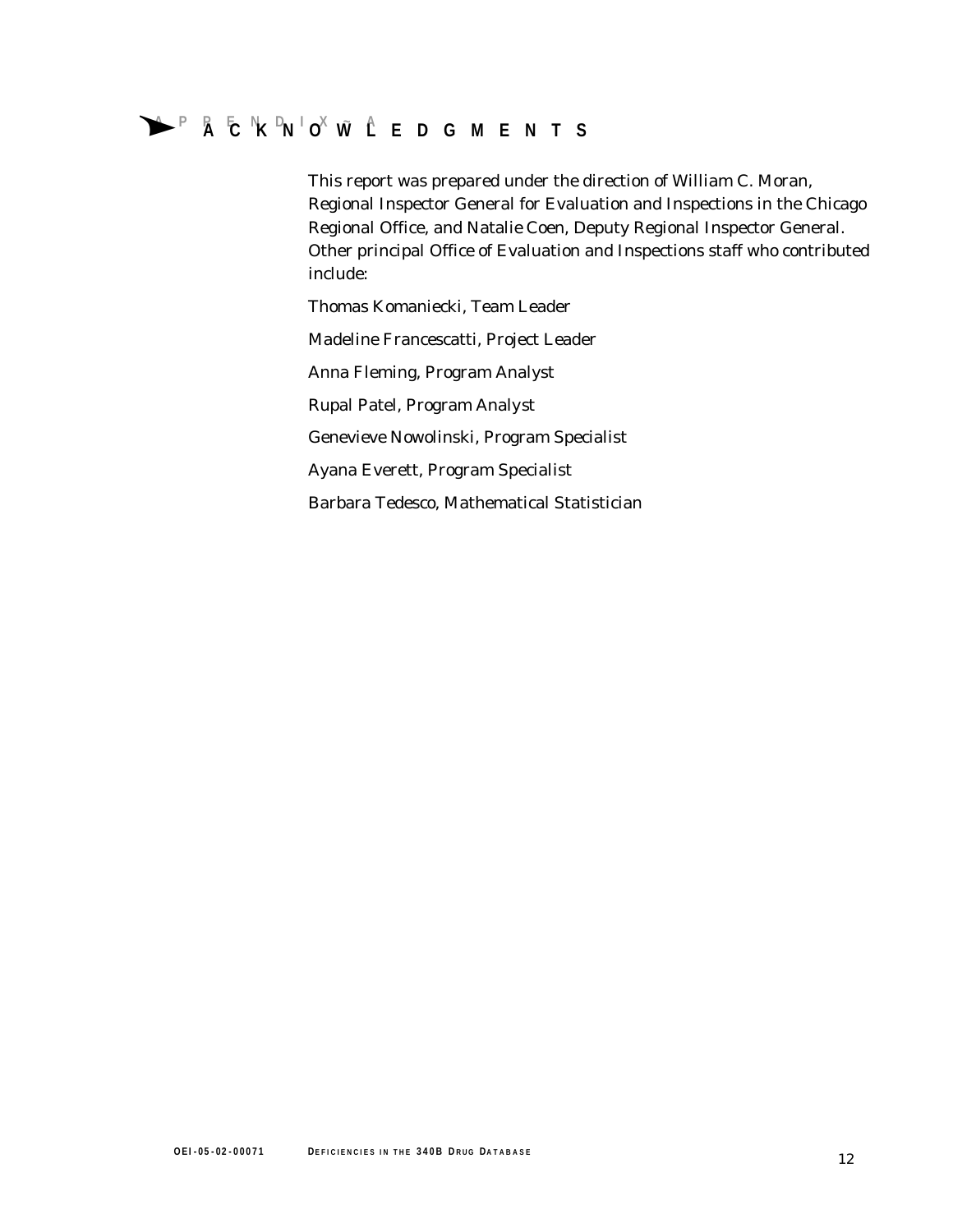# APPENDIX ~ A

# ACKNOWLEDGMENTS

This report was prepared under the direction of William C. Moran, Regional Inspector General for Evaluation and Inspections in the Chicago Regional Office, and Natalie Coen, Deputy Regional Inspector General. Other principal Office of Evaluation and Inspections staff who contributed include:

Thomas Komaniecki, Team Leader

Madeline Francescatti, Project Leader

Anna Fleming, Program Analyst

Rupal Patel, Program Analyst

Genevieve Nowolinski, Program Specialist

Ayana Everett, Program Specialist

Barbara Tedesco, Mathematical Statistician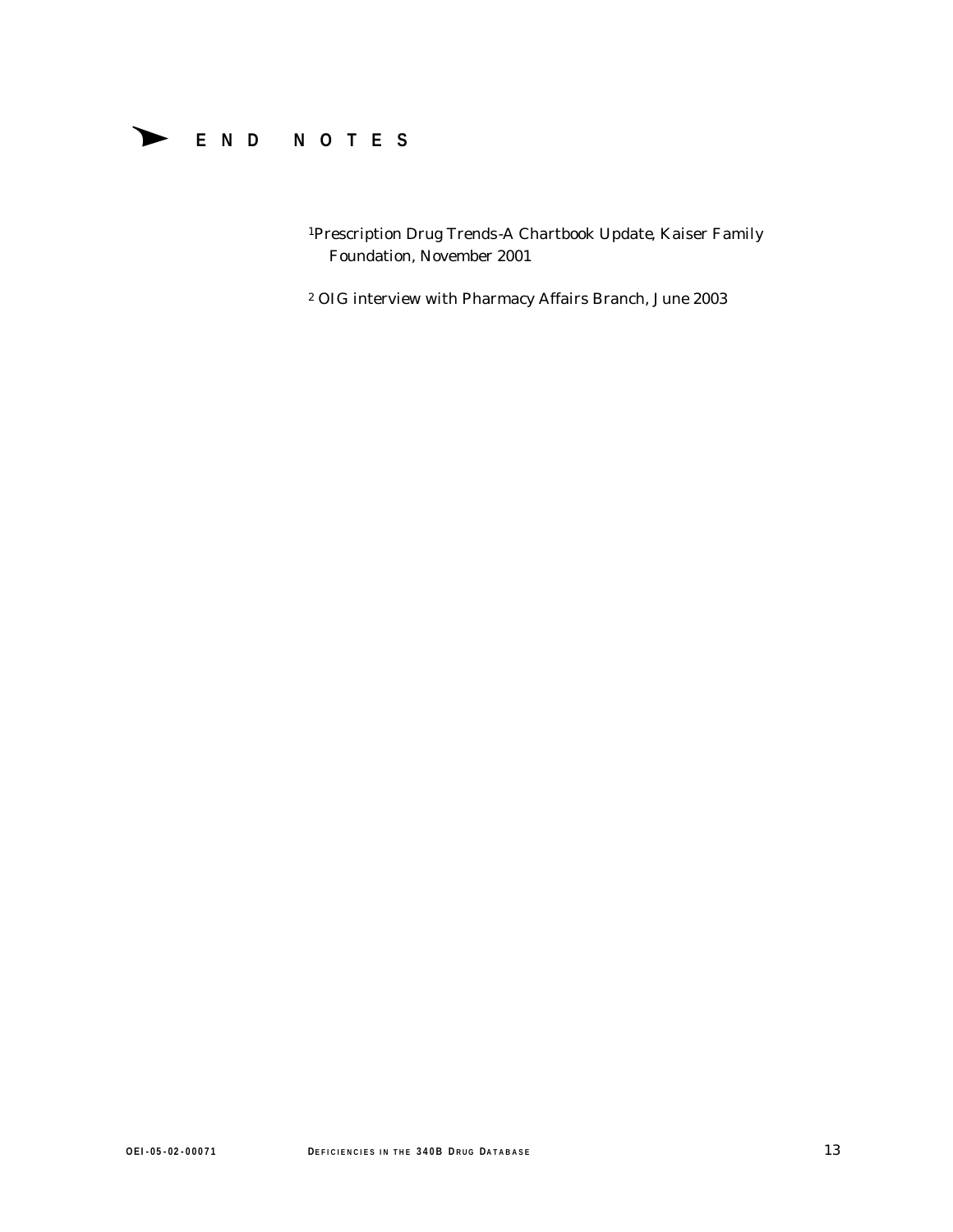# END NOTES

[1]Prescription Drug Trends-A Chartbook Update, Kaiser Family Foundation, November 2001

[2] OIG interview with Pharmacy Affairs Branch, June 2003